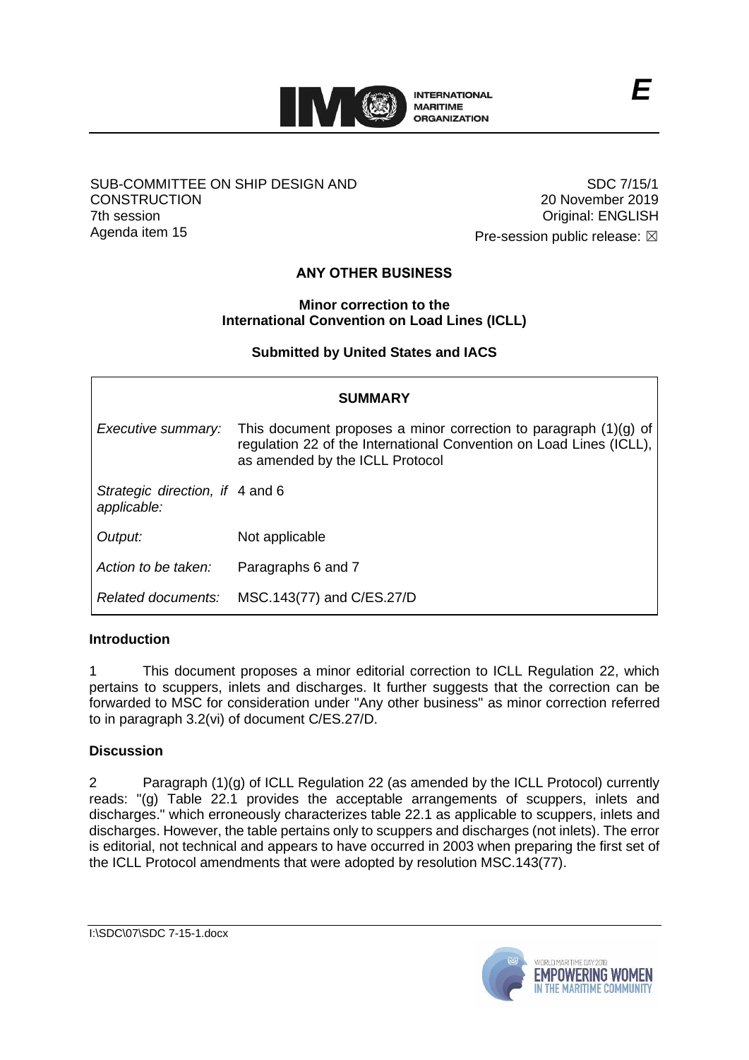E

SUB-COMMITTEE ON SHIP DESIGN AND CONSTRUCTION
7th session
Agenda item 15

SDC 7/15/1
20 November 2019
Original: ENGLISH
Pre-session public release: ☒

# ANY OTHER BUSINESS

## Minor correction to the International Convention on Load Lines (ICLL)

### Submitted by United States and IACS

| SUMMARY | |
|---|---|
| *Executive summary:* | This document proposes a minor correction to paragraph (1)(g) of regulation 22 of the International Convention on Load Lines (ICLL), as amended by the ICLL Protocol |
| *Strategic direction, if applicable:* | 4 and 6 |
| *Output:* | Not applicable |
| *Action to be taken:* | Paragraphs 6 and 7 |
| *Related documents:* | MSC.143(77) and C/ES.27/D |

**Introduction**

1 This document proposes a minor editorial correction to ICLL Regulation 22, which pertains to scuppers, inlets and discharges. It further suggests that the correction can be forwarded to MSC for consideration under "Any other business" as minor correction referred to in paragraph 3.2(vi) of document C/ES.27/D.

**Discussion**

2 Paragraph (1)(g) of ICLL Regulation 22 (as amended by the ICLL Protocol) currently reads: "(g) Table 22.1 provides the acceptable arrangements of scuppers, inlets and discharges." which erroneously characterizes table 22.1 as applicable to scuppers, inlets and discharges. However, the table pertains only to scuppers and discharges (not inlets). The error is editorial, not technical and appears to have occurred in 2003 when preparing the first set of the ICLL Protocol amendments that were adopted by resolution MSC.143(77).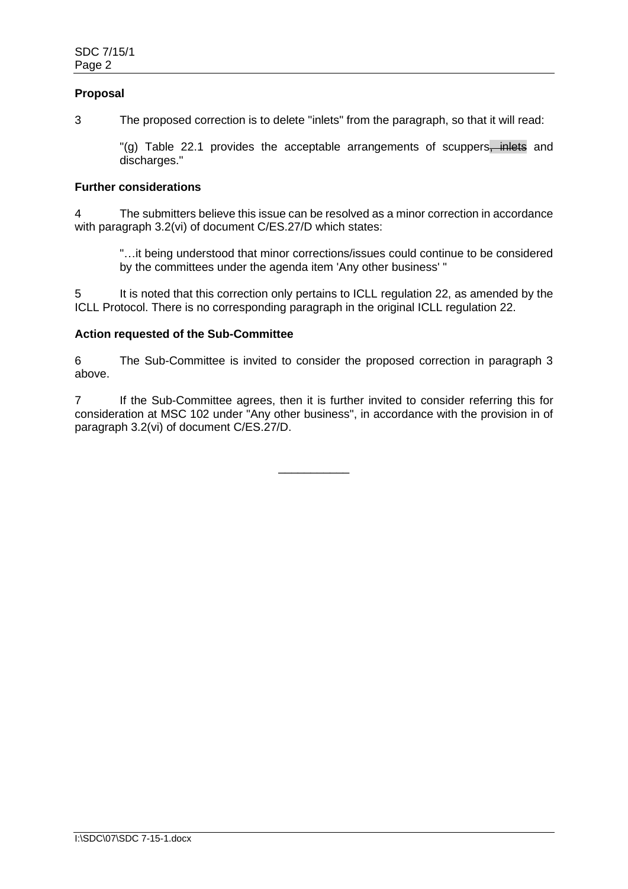**Proposal**

3 The proposed correction is to delete "inlets" from the paragraph, so that it will read:

> "(g) Table 22.1 provides the acceptable arrangements of scuppers~~, inlets~~ and discharges."

**Further considerations**

4 The submitters believe this issue can be resolved as a minor correction in accordance with paragraph 3.2(vi) of document C/ES.27/D which states:

> "…it being understood that minor corrections/issues could continue to be considered by the committees under the agenda item 'Any other business' "

5 It is noted that this correction only pertains to ICLL regulation 22, as amended by the ICLL Protocol. There is no corresponding paragraph in the original ICLL regulation 22.

**Action requested of the Sub-Committee**

6 The Sub-Committee is invited to consider the proposed correction in paragraph 3 above.

7 If the Sub-Committee agrees, then it is further invited to consider referring this for consideration at MSC 102 under "Any other business", in accordance with the provision in of paragraph 3.2(vi) of document C/ES.27/D.

___________